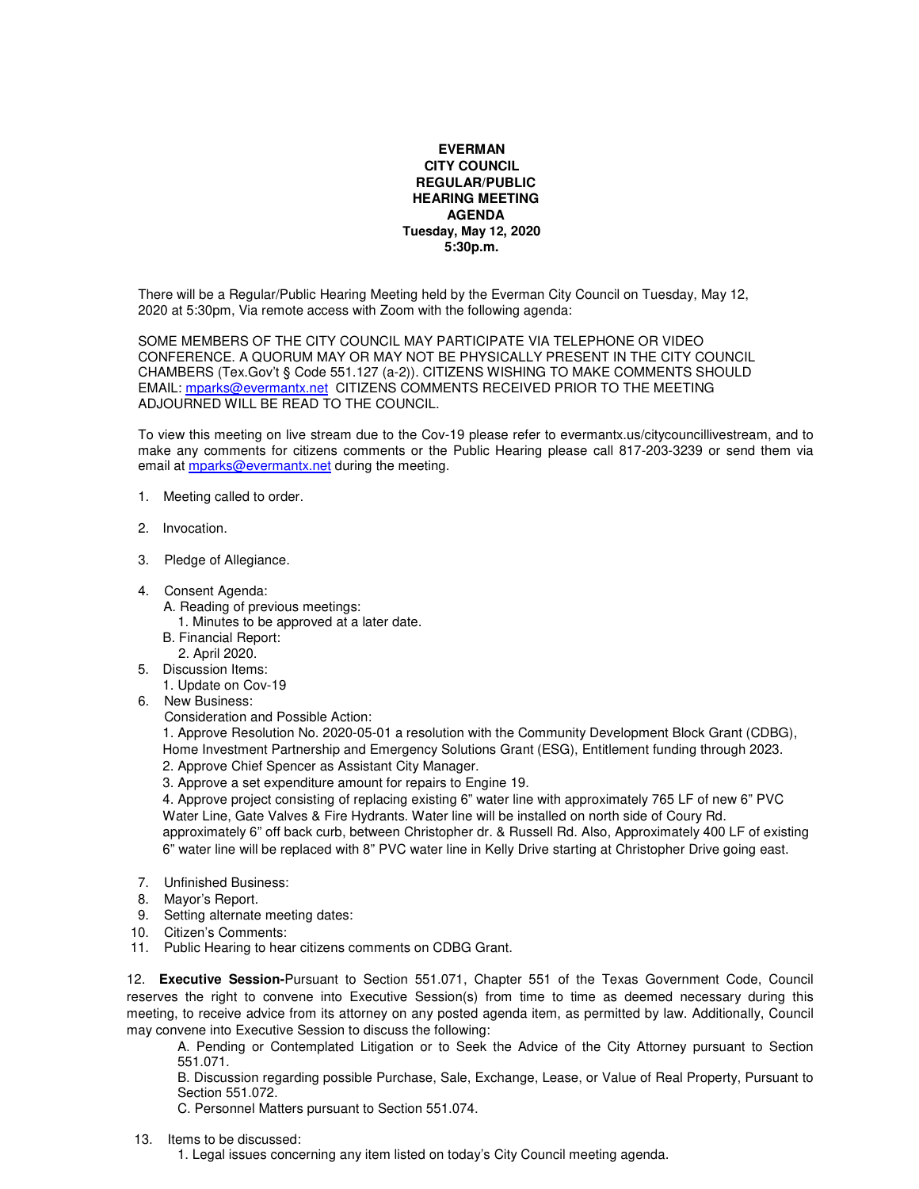**EVERMAN**
**CITY COUNCIL**
**REGULAR/PUBLIC**
**HEARING MEETING**
**AGENDA**
**Tuesday, May 12, 2020**
**5:30p.m.**

There will be a Regular/Public Hearing Meeting held by the Everman City Council on Tuesday, May 12, 2020 at 5:30pm, Via remote access with Zoom with the following agenda:

SOME MEMBERS OF THE CITY COUNCIL MAY PARTICIPATE VIA TELEPHONE OR VIDEO CONFERENCE. A QUORUM MAY OR MAY NOT BE PHYSICALLY PRESENT IN THE CITY COUNCIL CHAMBERS (Tex.Gov't § Code 551.127 (a-2)). CITIZENS WISHING TO MAKE COMMENTS SHOULD EMAIL: mparks@evermantx.net CITIZENS COMMENTS RECEIVED PRIOR TO THE MEETING ADJOURNED WILL BE READ TO THE COUNCIL.

To view this meeting on live stream due to the Cov-19 please refer to evermantx.us/citycouncillivestream, and to make any comments for citizens comments or the Public Hearing please call 817-203-3239 or send them via email at mparks@evermantx.net during the meeting.

1. Meeting called to order.

2. Invocation.

3. Pledge of Allegiance.

4. Consent Agenda:
   A. Reading of previous meetings:
      1. Minutes to be approved at a later date.
   B. Financial Report:
      2. April 2020.
5. Discussion Items:
   1. Update on Cov-19
6. New Business:
   Consideration and Possible Action:
   1. Approve Resolution No. 2020-05-01 a resolution with the Community Development Block Grant (CDBG), Home Investment Partnership and Emergency Solutions Grant (ESG), Entitlement funding through 2023.
   2. Approve Chief Spencer as Assistant City Manager.
   3. Approve a set expenditure amount for repairs to Engine 19.
   4. Approve project consisting of replacing existing 6" water line with approximately 765 LF of new 6" PVC Water Line, Gate Valves & Fire Hydrants. Water line will be installed on north side of Coury Rd. approximately 6" off back curb, between Christopher dr. & Russell Rd. Also, Approximately 400 LF of existing 6" water line will be replaced with 8" PVC water line in Kelly Drive starting at Christopher Drive going east.

7. Unfinished Business:
8. Mayor's Report.
9. Setting alternate meeting dates:
10. Citizen's Comments:
11. Public Hearing to hear citizens comments on CDBG Grant.

12. **Executive Session-**Pursuant to Section 551.071, Chapter 551 of the Texas Government Code, Council reserves the right to convene into Executive Session(s) from time to time as deemed necessary during this meeting, to receive advice from its attorney on any posted agenda item, as permitted by law. Additionally, Council may convene into Executive Session to discuss the following:
    A. Pending or Contemplated Litigation or to Seek the Advice of the City Attorney pursuant to Section 551.071.
    B. Discussion regarding possible Purchase, Sale, Exchange, Lease, or Value of Real Property, Pursuant to Section 551.072.
    C. Personnel Matters pursuant to Section 551.074.

13. Items to be discussed:
    1. Legal issues concerning any item listed on today's City Council meeting agenda.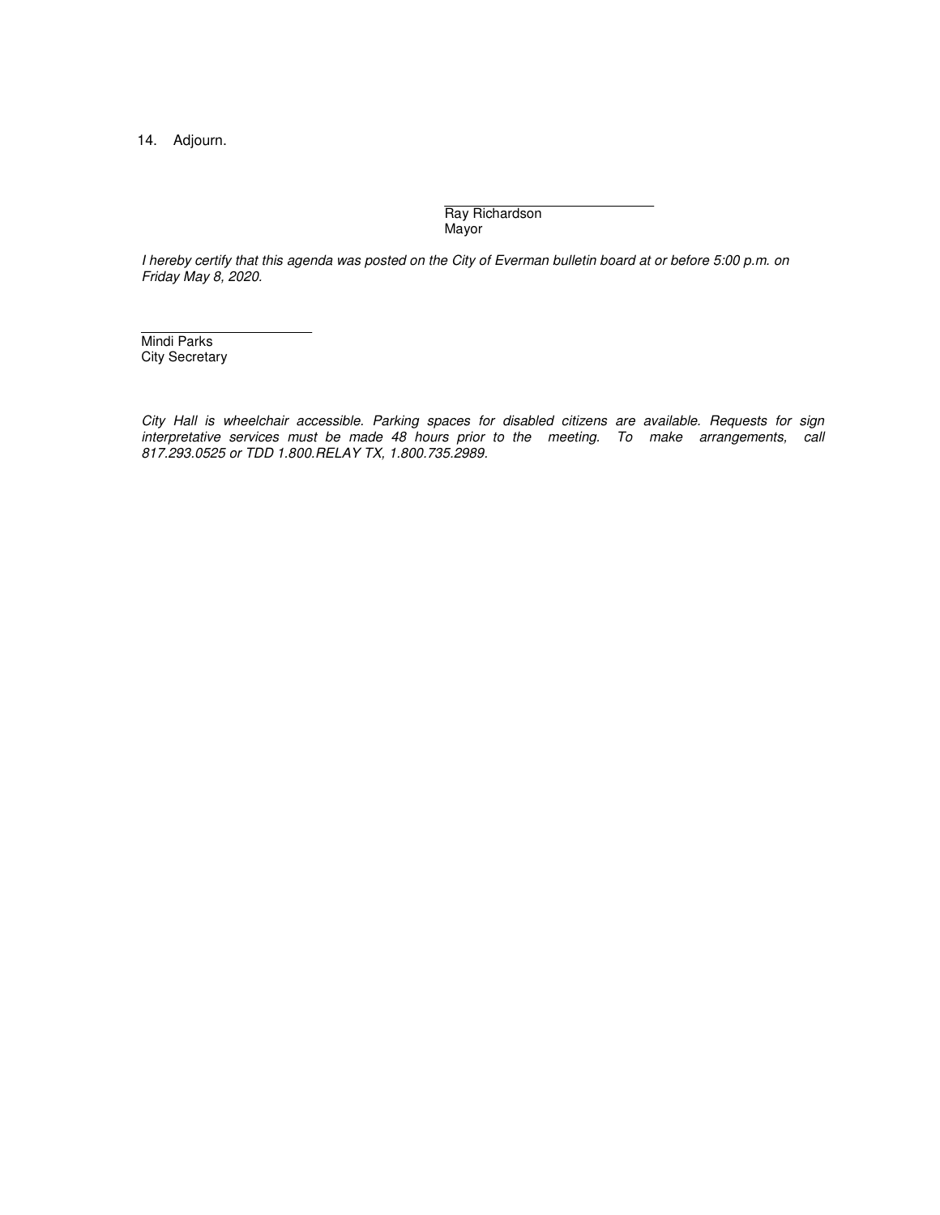14. Adjourn.

\_\_\_\_\_\_\_\_\_\_\_\_\_\_\_\_\_\_\_\_\_\_\_\_\_\_\_\_
Ray Richardson
Mayor

*I hereby certify that this agenda was posted on the City of Everman bulletin board at or before 5:00 p.m. on Friday May 8, 2020.*

\_\_\_\_\_\_\_\_\_\_\_\_\_\_\_\_\_\_\_\_\_\_\_\_\_\_\_\_
Mindi Parks
City Secretary

*City Hall is wheelchair accessible. Parking spaces for disabled citizens are available. Requests for sign interpretative services must be made 48 hours prior to the meeting. To make arrangements, call 817.293.0525 or TDD 1.800.RELAY TX, 1.800.735.2989.*